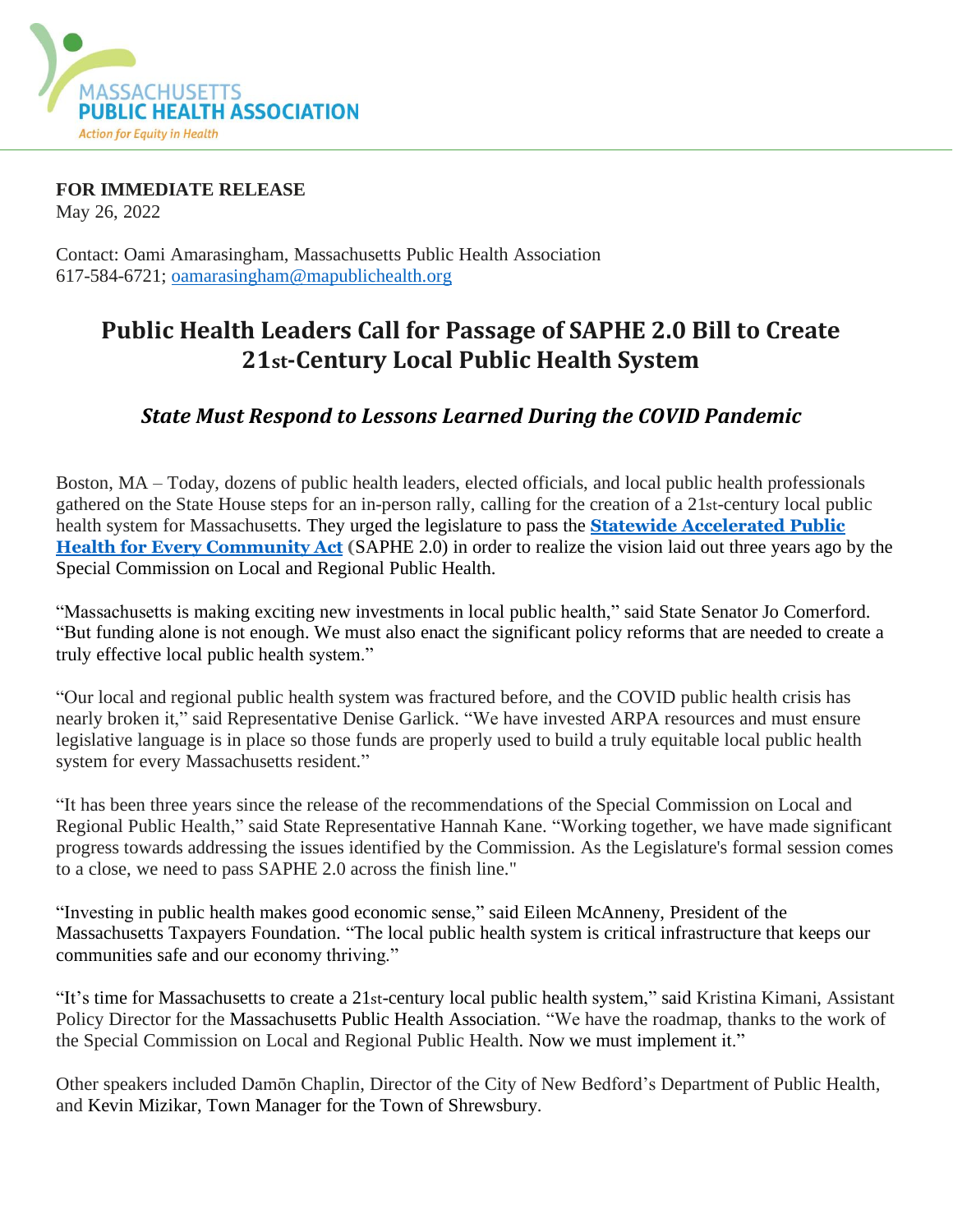MASSACHUSETTS PUBLIC HEALTH ASSOCIATION
*Action for Equity in Health*

**FOR IMMEDIATE RELEASE**
May 26, 2022

Contact: Oami Amarasingham, Massachusetts Public Health Association
617-584-6721; oamarasingham@mapublichealth.org

# Public Health Leaders Call for Passage of SAPHE 2.0 Bill to Create 21st-Century Local Public Health System

### *State Must Respond to Lessons Learned During the COVID Pandemic*

Boston, MA – Today, dozens of public health leaders, elected officials, and local public health professionals gathered on the State House steps for an in-person rally, calling for the creation of a 21st-century local public health system for Massachusetts. They urged the legislature to pass the **Statewide Accelerated Public Health for Every Community Act** (SAPHE 2.0) in order to realize the vision laid out three years ago by the Special Commission on Local and Regional Public Health.

"Massachusetts is making exciting new investments in local public health," said State Senator Jo Comerford. "But funding alone is not enough. We must also enact the significant policy reforms that are needed to create a truly effective local public health system."

"Our local and regional public health system was fractured before, and the COVID public health crisis has nearly broken it," said Representative Denise Garlick. "We have invested ARPA resources and must ensure legislative language is in place so those funds are properly used to build a truly equitable local public health system for every Massachusetts resident."

"It has been three years since the release of the recommendations of the Special Commission on Local and Regional Public Health," said State Representative Hannah Kane. "Working together, we have made significant progress towards addressing the issues identified by the Commission. As the Legislature's formal session comes to a close, we need to pass SAPHE 2.0 across the finish line."

"Investing in public health makes good economic sense," said Eileen McAnneny, President of the Massachusetts Taxpayers Foundation. "The local public health system is critical infrastructure that keeps our communities safe and our economy thriving."

"It's time for Massachusetts to create a 21st-century local public health system," said Kristina Kimani, Assistant Policy Director for the Massachusetts Public Health Association. "We have the roadmap, thanks to the work of the Special Commission on Local and Regional Public Health. Now we must implement it."

Other speakers included Damōn Chaplin, Director of the City of New Bedford's Department of Public Health, and Kevin Mizikar, Town Manager for the Town of Shrewsbury.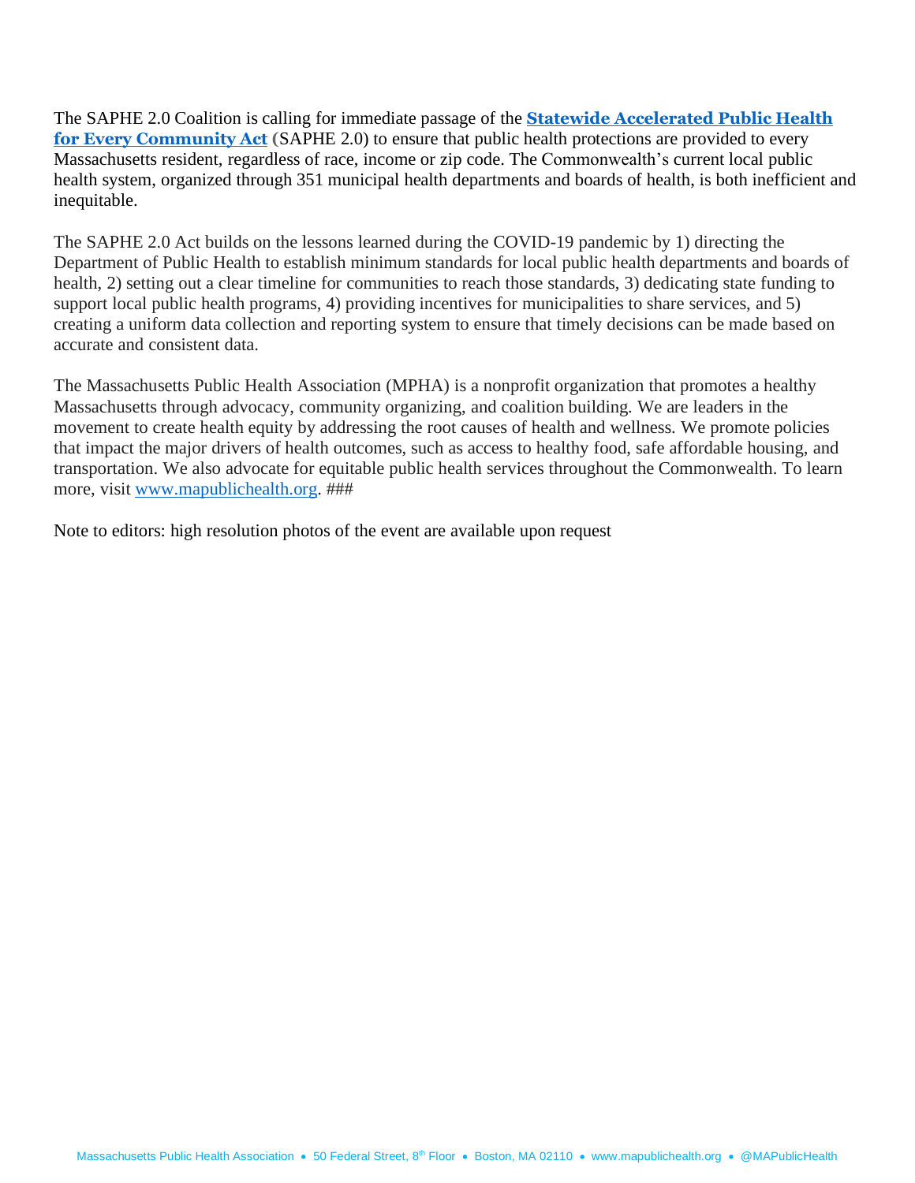The SAPHE 2.0 Coalition is calling for immediate passage of the **Statewide Accelerated Public Health for Every Community Act** (SAPHE 2.0) to ensure that public health protections are provided to every Massachusetts resident, regardless of race, income or zip code. The Commonwealth's current local public health system, organized through 351 municipal health departments and boards of health, is both inefficient and inequitable.

The SAPHE 2.0 Act builds on the lessons learned during the COVID-19 pandemic by 1) directing the Department of Public Health to establish minimum standards for local public health departments and boards of health, 2) setting out a clear timeline for communities to reach those standards, 3) dedicating state funding to support local public health programs, 4) providing incentives for municipalities to share services, and 5) creating a uniform data collection and reporting system to ensure that timely decisions can be made based on accurate and consistent data.

The Massachusetts Public Health Association (MPHA) is a nonprofit organization that promotes a healthy Massachusetts through advocacy, community organizing, and coalition building. We are leaders in the movement to create health equity by addressing the root causes of health and wellness. We promote policies that impact the major drivers of health outcomes, such as access to healthy food, safe affordable housing, and transportation. We also advocate for equitable public health services throughout the Commonwealth. To learn more, visit www.mapublichealth.org. ###

Note to editors: high resolution photos of the event are available upon request